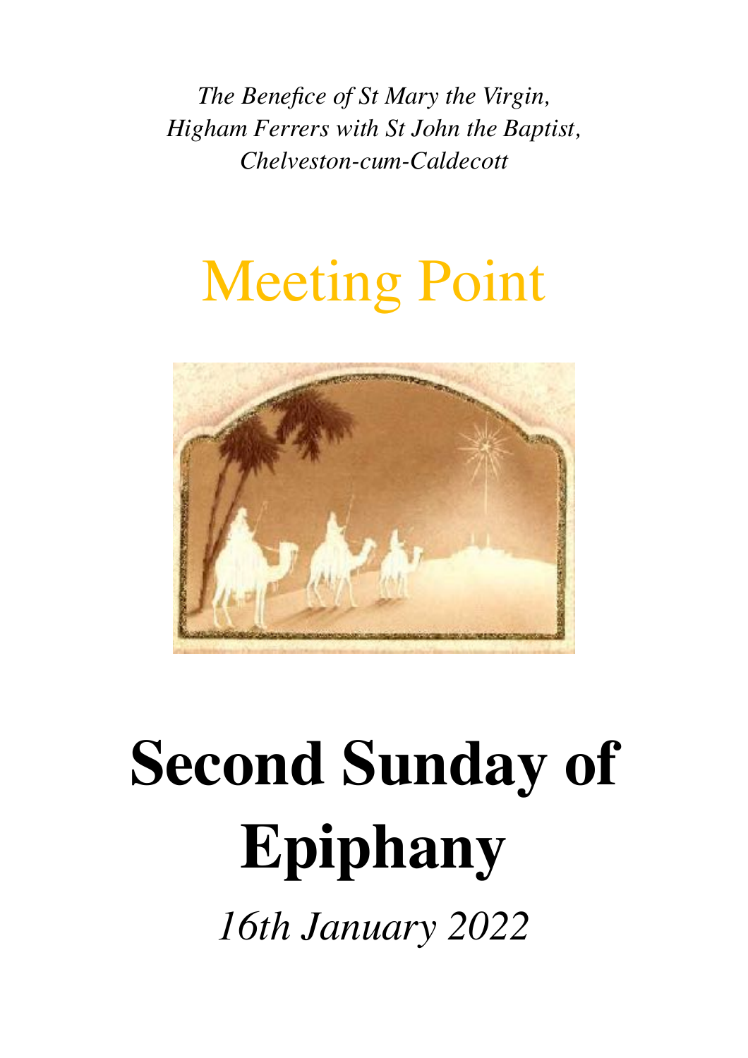*The Benefice of St Mary the Virgin,*
*Higham Ferrers with St John the Baptist,*
*Chelveston-cum-Caldecott*

# Meeting Point

# Second Sunday of Epiphany

*16th January 2022*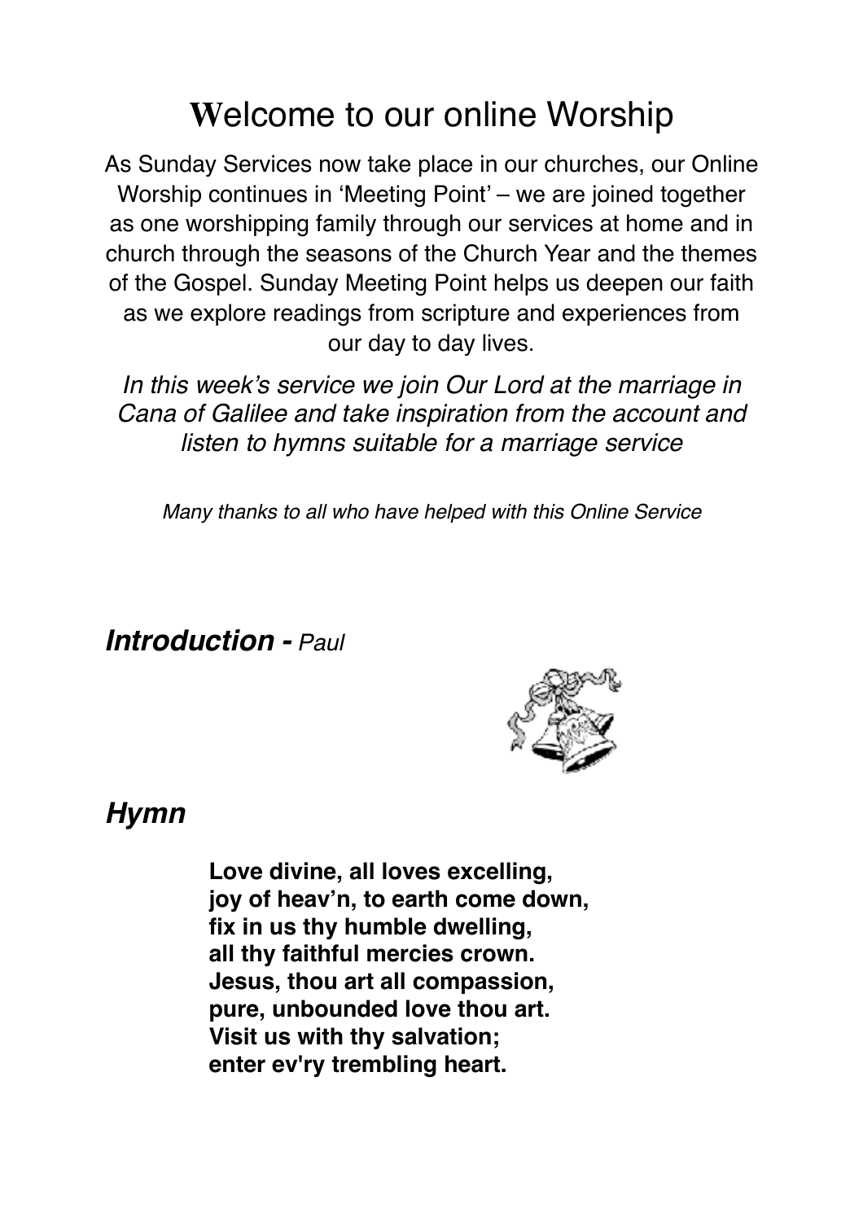# Welcome to our online Worship

As Sunday Services now take place in our churches, our Online Worship continues in 'Meeting Point' – we are joined together as one worshipping family through our services at home and in church through the seasons of the Church Year and the themes of the Gospel. Sunday Meeting Point helps us deepen our faith as we explore readings from scripture and experiences from our day to day lives.

*In this week's service we join Our Lord at the marriage in Cana of Galilee and take inspiration from the account and listen to hymns suitable for a marriage service*

*Many thanks to all who have helped with this Online Service*

## ***Introduction -*** *Paul*

## ***Hymn***

**Love divine, all loves excelling,**
**joy of heav'n, to earth come down,**
**fix in us thy humble dwelling,**
**all thy faithful mercies crown.**
**Jesus, thou art all compassion,**
**pure, unbounded love thou art.**
**Visit us with thy salvation;**
**enter ev'ry trembling heart.**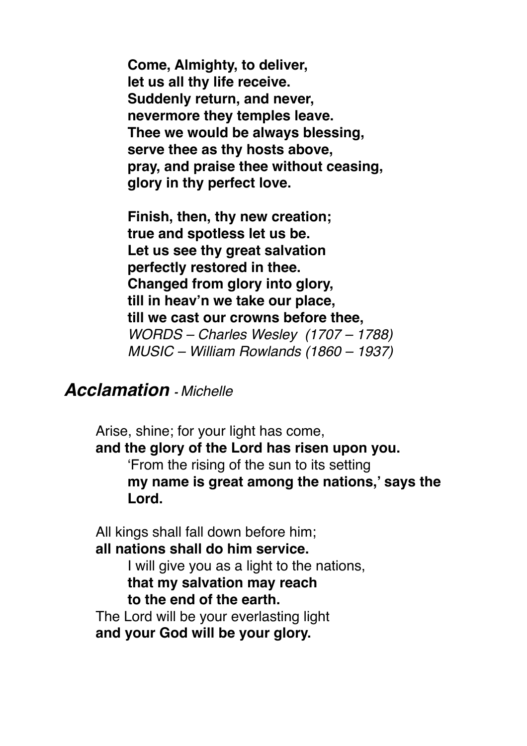**Come, Almighty, to deliver,**
**let us all thy life receive.**
**Suddenly return, and never,**
**nevermore they temples leave.**
**Thee we would be always blessing,**
**serve thee as thy hosts above,**
**pray, and praise thee without ceasing,**
**glory in thy perfect love.**

**Finish, then, thy new creation;**
**true and spotless let us be.**
**Let us see thy great salvation**
**perfectly restored in thee.**
**Changed from glory into glory,**
**till in heav'n we take our place,**
**till we cast our crowns before thee,**
*WORDS – Charles Wesley (1707 – 1788)*
*MUSIC – William Rowlands (1860 – 1937)*

## ***Acclamation*** *- Michelle*

Arise, shine; for your light has come,
**and the glory of the Lord has risen upon you.**
'From the rising of the sun to its setting
**my name is great among the nations,' says the Lord.**

All kings shall fall down before him;
**all nations shall do him service.**
I will give you as a light to the nations,
**that my salvation may reach**
**to the end of the earth.**
The Lord will be your everlasting light
**and your God will be your glory.**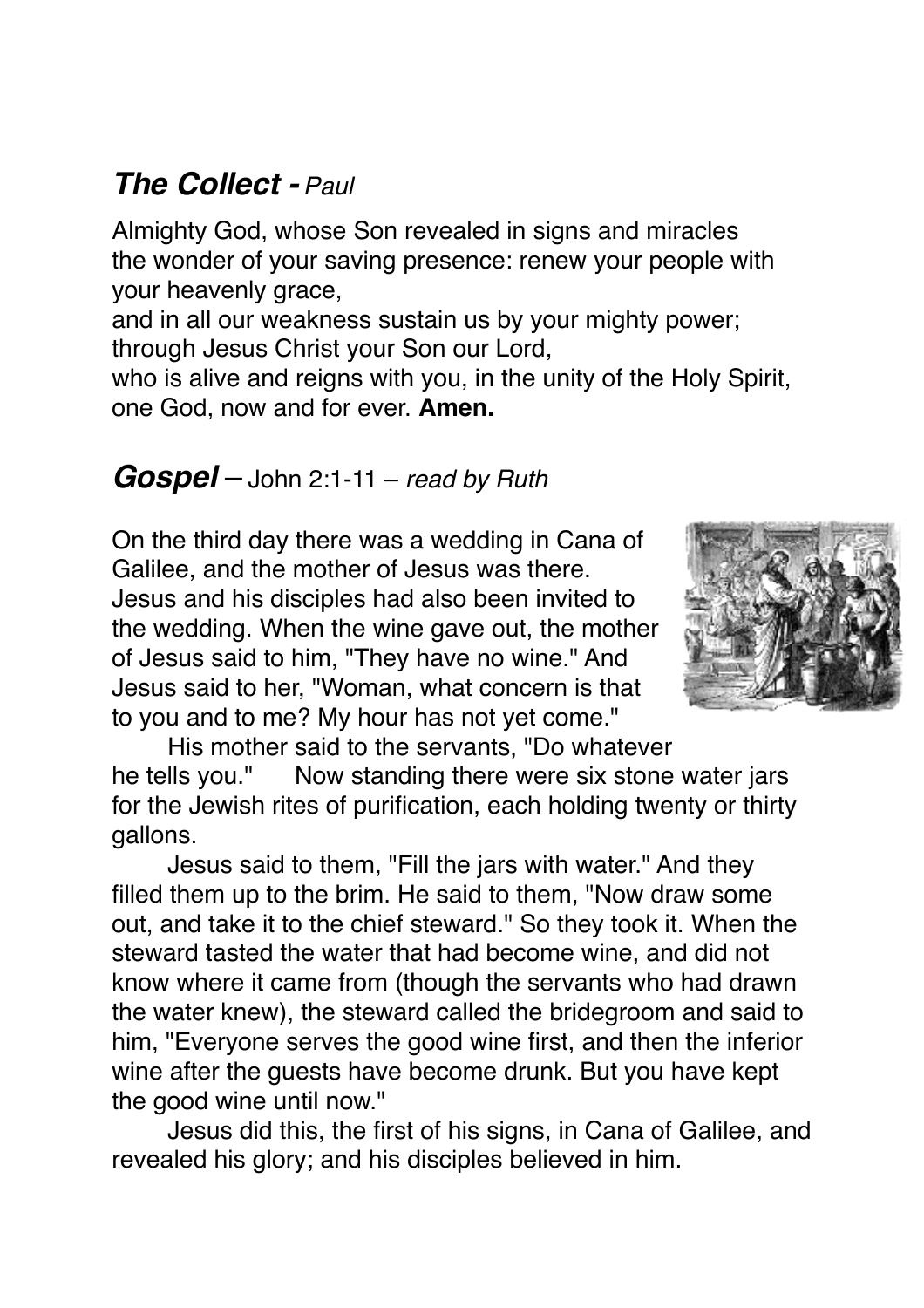## ***The Collect -*** *Paul*

Almighty God, whose Son revealed in signs and miracles
the wonder of your saving presence: renew your people with your heavenly grace,
and in all our weakness sustain us by your mighty power;
through Jesus Christ your Son our Lord,
who is alive and reigns with you, in the unity of the Holy Spirit,
one God, now and for ever. **Amen.**

## ***Gospel*** – John 2:1-11 – *read by Ruth*

On the third day there was a wedding in Cana of Galilee, and the mother of Jesus was there. Jesus and his disciples had also been invited to the wedding. When the wine gave out, the mother of Jesus said to him, "They have no wine." And Jesus said to her, "Woman, what concern is that to you and to me? My hour has not yet come."

His mother said to the servants, "Do whatever he tells you." Now standing there were six stone water jars for the Jewish rites of purification, each holding twenty or thirty gallons.

Jesus said to them, "Fill the jars with water." And they filled them up to the brim. He said to them, "Now draw some out, and take it to the chief steward." So they took it. When the steward tasted the water that had become wine, and did not know where it came from (though the servants who had drawn the water knew), the steward called the bridegroom and said to him, "Everyone serves the good wine first, and then the inferior wine after the guests have become drunk. But you have kept the good wine until now."

Jesus did this, the first of his signs, in Cana of Galilee, and revealed his glory; and his disciples believed in him.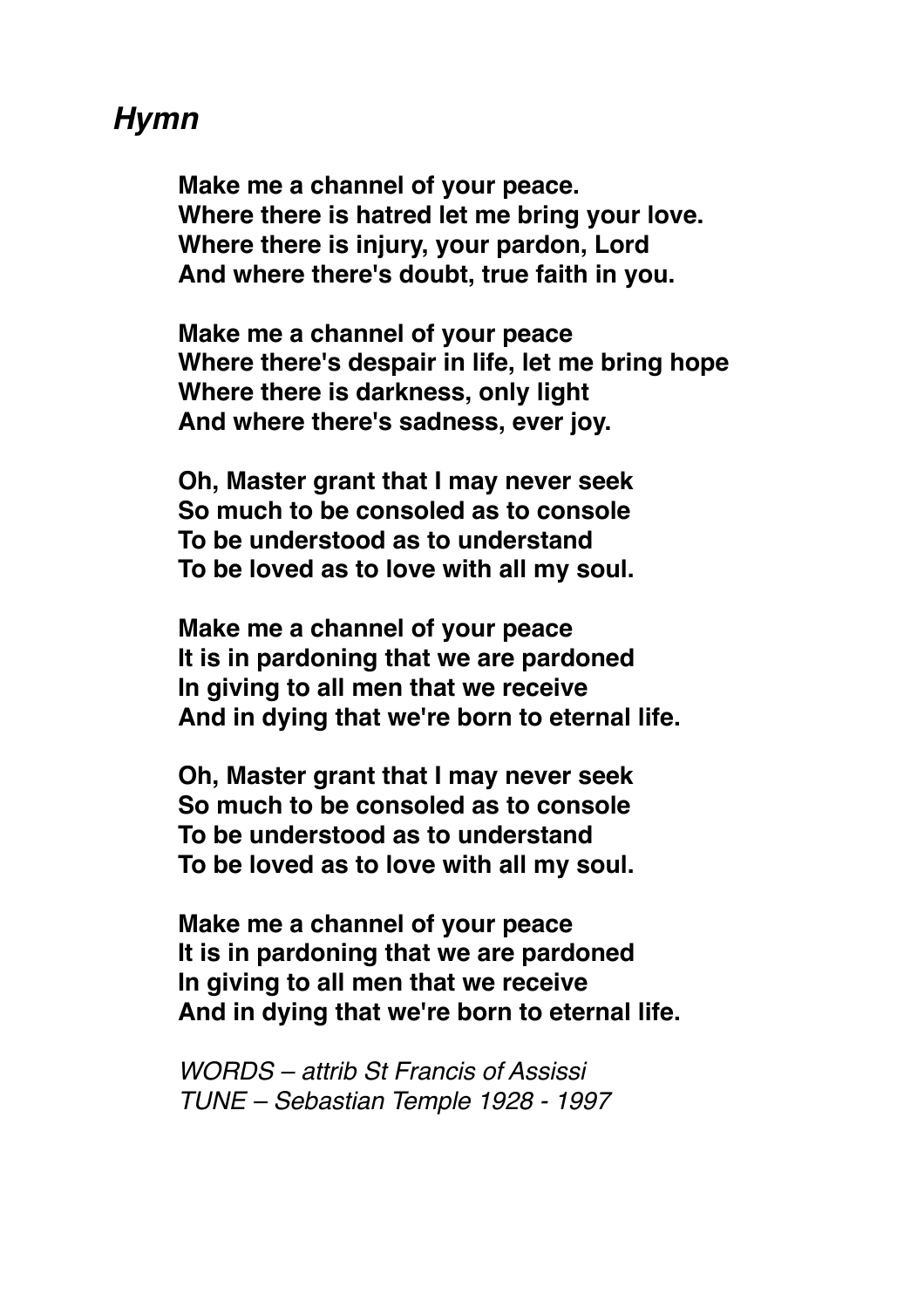## *Hymn*

**Make me a channel of your peace.
Where there is hatred let me bring your love.
Where there is injury, your pardon, Lord
And where there's doubt, true faith in you.**

**Make me a channel of your peace
Where there's despair in life, let me bring hope
Where there is darkness, only light
And where there's sadness, ever joy.**

**Oh, Master grant that I may never seek
So much to be consoled as to console
To be understood as to understand
To be loved as to love with all my soul.**

**Make me a channel of your peace
It is in pardoning that we are pardoned
In giving to all men that we receive
And in dying that we're born to eternal life.**

**Oh, Master grant that I may never seek
So much to be consoled as to console
To be understood as to understand
To be loved as to love with all my soul.**

**Make me a channel of your peace
It is in pardoning that we are pardoned
In giving to all men that we receive
And in dying that we're born to eternal life.**

*WORDS – attrib St Francis of Assissi
TUNE – Sebastian Temple 1928 - 1997*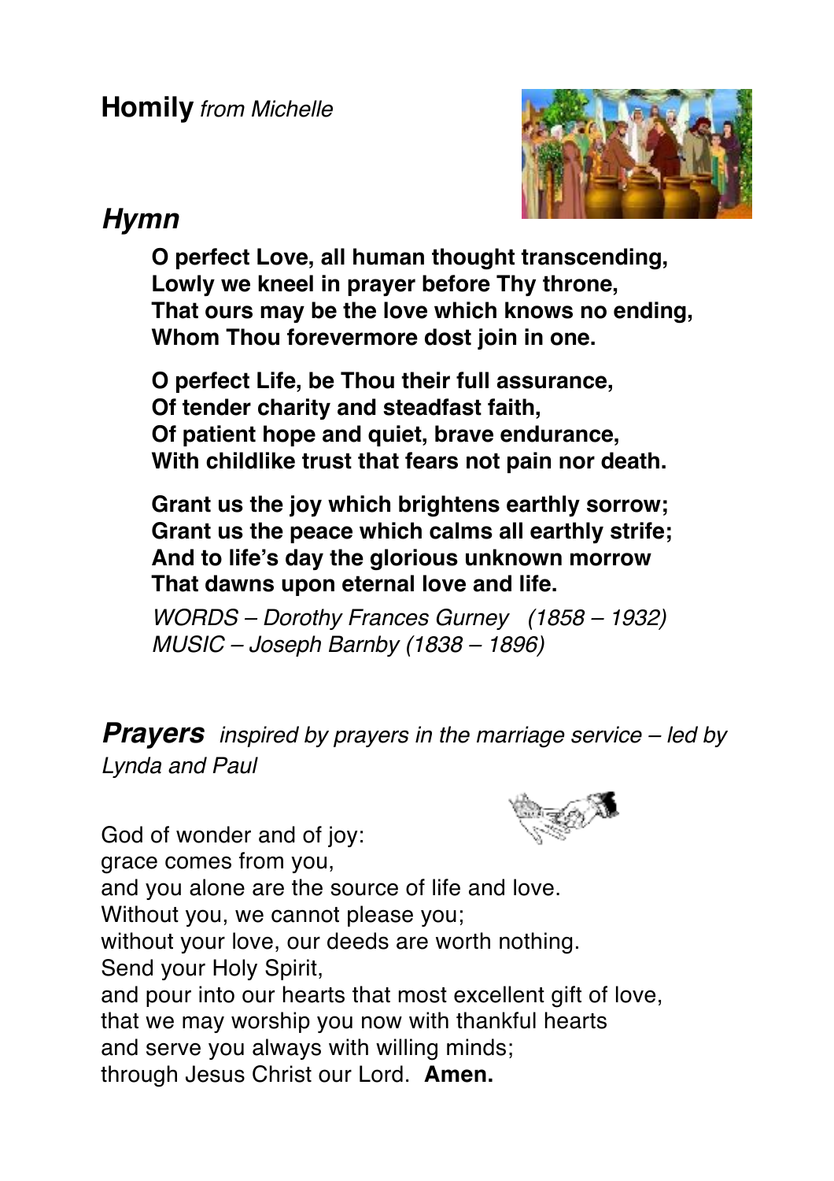**Homily** *from Michelle*

## *Hymn*

**O perfect Love, all human thought transcending,**
**Lowly we kneel in prayer before Thy throne,**
**That ours may be the love which knows no ending,**
**Whom Thou forevermore dost join in one.**

**O perfect Life, be Thou their full assurance,**
**Of tender charity and steadfast faith,**
**Of patient hope and quiet, brave endurance,**
**With childlike trust that fears not pain nor death.**

**Grant us the joy which brightens earthly sorrow;**
**Grant us the peace which calms all earthly strife;**
**And to life's day the glorious unknown morrow**
**That dawns upon eternal love and life.**

*WORDS – Dorothy Frances Gurney (1858 – 1932)*
*MUSIC – Joseph Barnby (1838 – 1896)*

***Prayers*** *inspired by prayers in the marriage service – led by Lynda and Paul*

God of wonder and of joy:
grace comes from you,
and you alone are the source of life and love.
Without you, we cannot please you;
without your love, our deeds are worth nothing.
Send your Holy Spirit,
and pour into our hearts that most excellent gift of love,
that we may worship you now with thankful hearts
and serve you always with willing minds;
through Jesus Christ our Lord. **Amen.**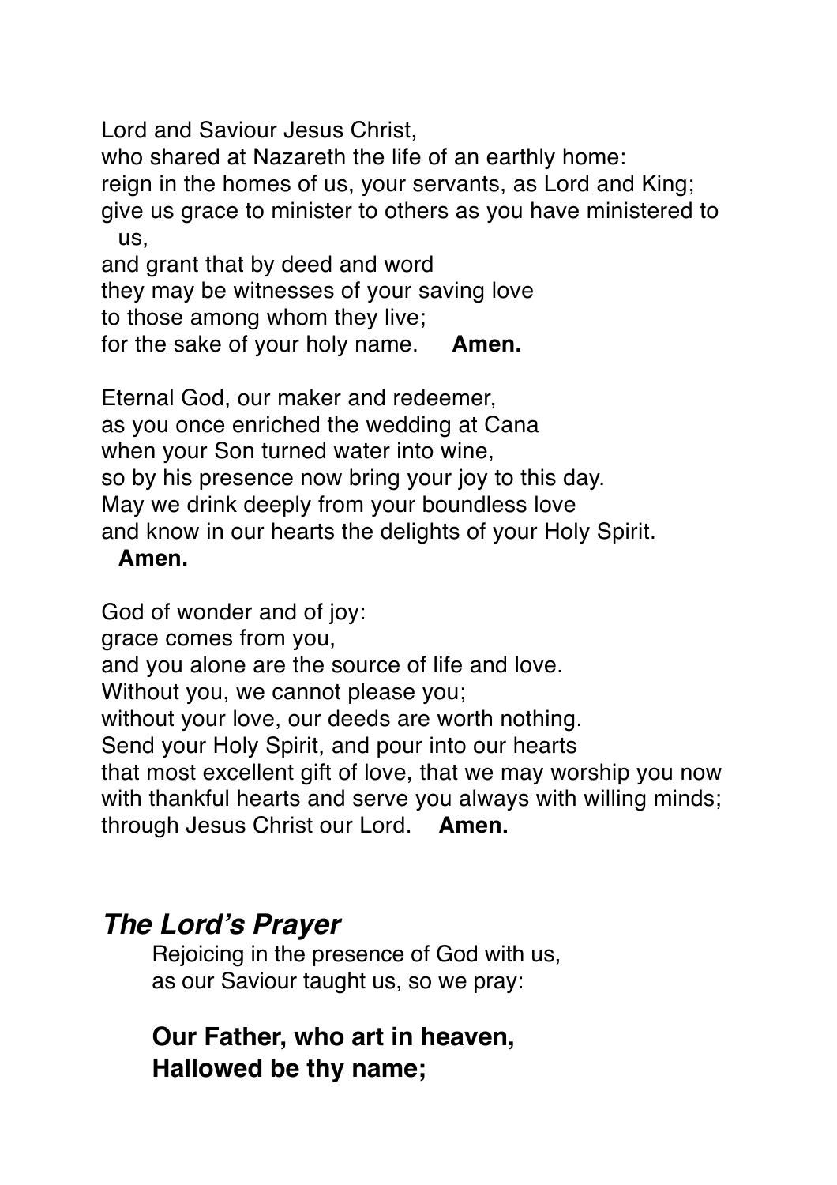Lord and Saviour Jesus Christ,
who shared at Nazareth the life of an earthly home:
reign in the homes of us, your servants, as Lord and King;
give us grace to minister to others as you have ministered to us,
and grant that by deed and word
they may be witnesses of your saving love
to those among whom they live;
for the sake of your holy name. **Amen.**

Eternal God, our maker and redeemer,
as you once enriched the wedding at Cana
when your Son turned water into wine,
so by his presence now bring your joy to this day.
May we drink deeply from your boundless love
and know in our hearts the delights of your Holy Spirit.
**Amen.**

God of wonder and of joy:
grace comes from you,
and you alone are the source of life and love.
Without you, we cannot please you;
without your love, our deeds are worth nothing.
Send your Holy Spirit, and pour into our hearts
that most excellent gift of love, that we may worship you now
with thankful hearts and serve you always with willing minds;
through Jesus Christ our Lord. **Amen.**

## *The Lord's Prayer*

Rejoicing in the presence of God with us,
as our Saviour taught us, so we pray:

**Our Father, who art in heaven,**
**Hallowed be thy name;**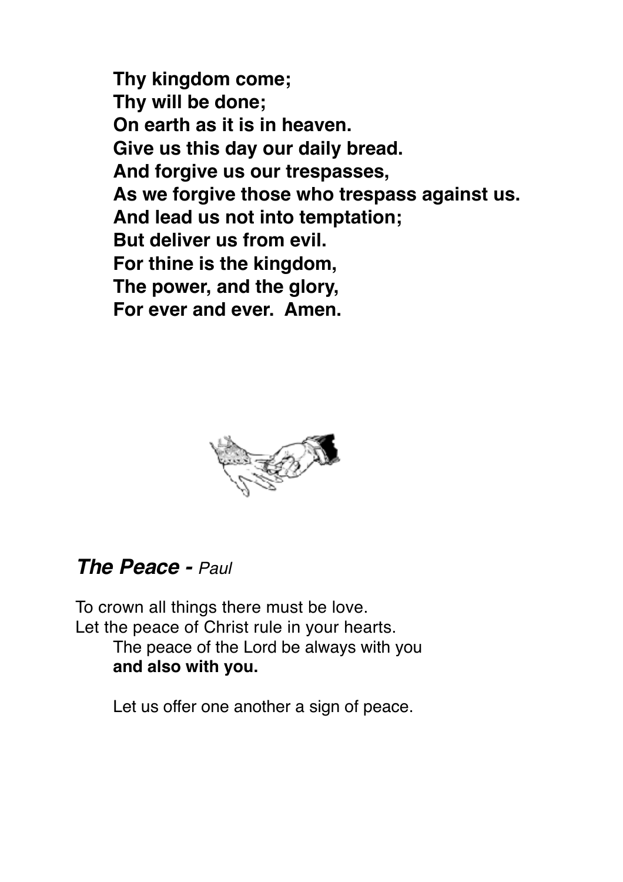**Thy kingdom come;**
**Thy will be done;**
**On earth as it is in heaven.**
**Give us this day our daily bread.**
**And forgive us our trespasses,**
**As we forgive those who trespass against us.**
**And lead us not into temptation;**
**But deliver us from evil.**
**For thine is the kingdom,**
**The power, and the glory,**
**For ever and ever. Amen.**

## ***The Peace -*** *Paul*

To crown all things there must be love.
Let the peace of Christ rule in your hearts.

The peace of the Lord be always with you
**and also with you.**

Let us offer one another a sign of peace.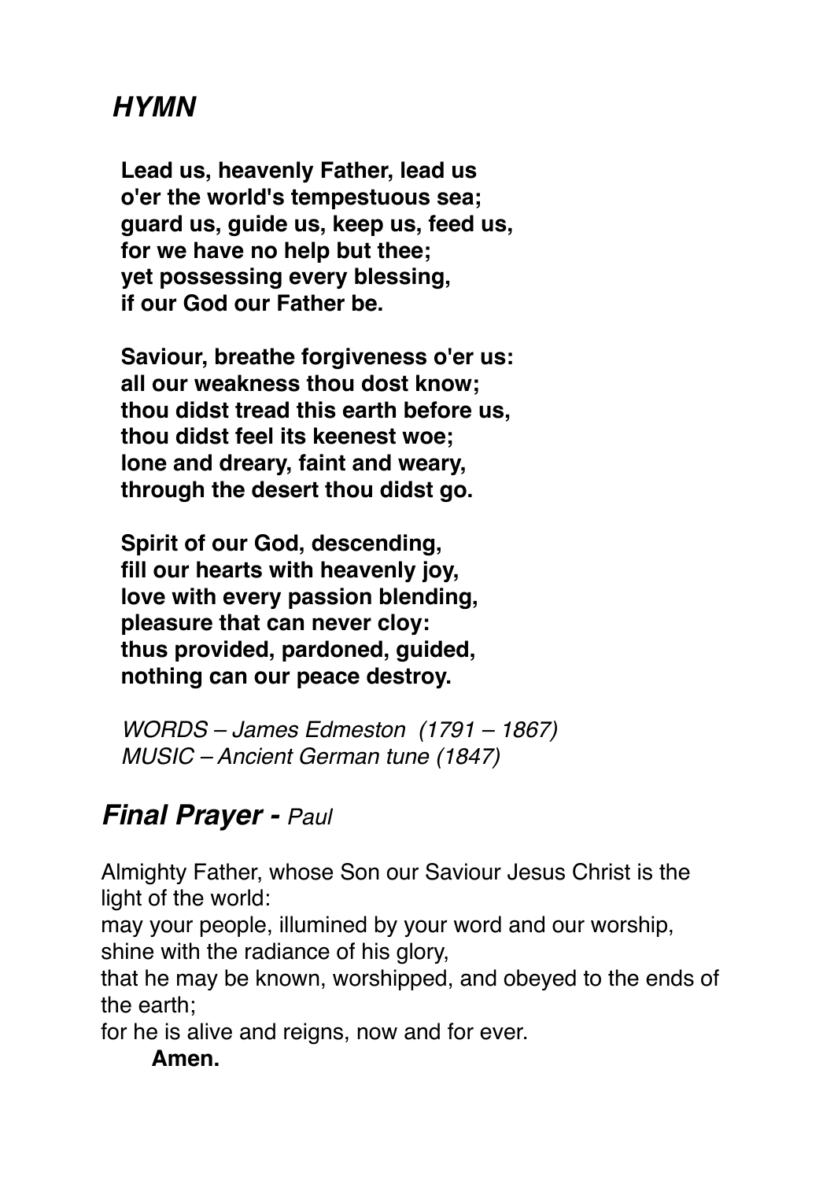## *HYMN*

**Lead us, heavenly Father, lead us**
**o'er the world's tempestuous sea;**
**guard us, guide us, keep us, feed us,**
**for we have no help but thee;**
**yet possessing every blessing,**
**if our God our Father be.**

**Saviour, breathe forgiveness o'er us:**
**all our weakness thou dost know;**
**thou didst tread this earth before us,**
**thou didst feel its keenest woe;**
**lone and dreary, faint and weary,**
**through the desert thou didst go.**

**Spirit of our God, descending,**
**fill our hearts with heavenly joy,**
**love with every passion blending,**
**pleasure that can never cloy:**
**thus provided, pardoned, guided,**
**nothing can our peace destroy.**

*WORDS – James Edmeston (1791 – 1867)*
*MUSIC – Ancient German tune (1847)*

## ***Final Prayer -*** *Paul*

Almighty Father, whose Son our Saviour Jesus Christ is the light of the world:
may your people, illumined by your word and our worship, shine with the radiance of his glory,
that he may be known, worshipped, and obeyed to the ends of the earth;
for he is alive and reigns, now and for ever.
**Amen.**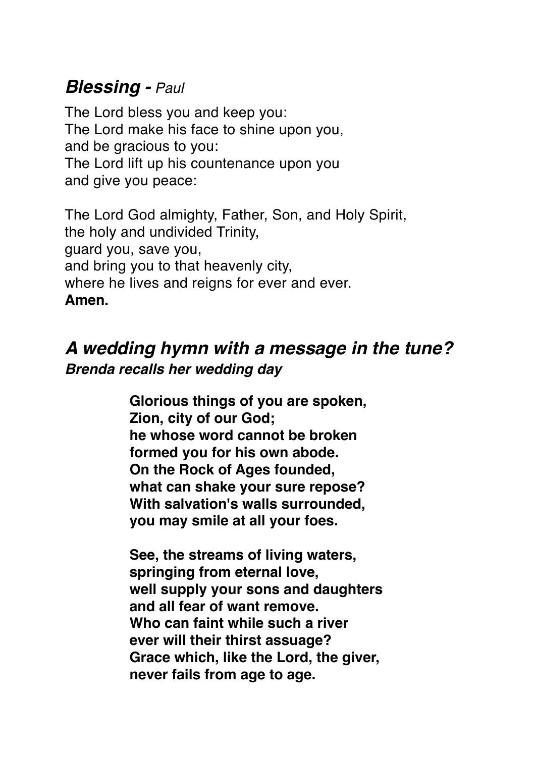## ***Blessing -*** *Paul*

The Lord bless you and keep you:
The Lord make his face to shine upon you,
and be gracious to you:
The Lord lift up his countenance upon you
and give you peace:

The Lord God almighty, Father, Son, and Holy Spirit,
the holy and undivided Trinity,
guard you, save you,
and bring you to that heavenly city,
where he lives and reigns for ever and ever.
**Amen.**

## ***A wedding hymn with a message in the tune?***

***Brenda recalls her wedding day***

**Glorious things of you are spoken,
Zion, city of our God;
he whose word cannot be broken
formed you for his own abode.
On the Rock of Ages founded,
what can shake your sure repose?
With salvation's walls surrounded,
you may smile at all your foes.**

**See, the streams of living waters,
springing from eternal love,
well supply your sons and daughters
and all fear of want remove.
Who can faint while such a river
ever will their thirst assuage?
Grace which, like the Lord, the giver,
never fails from age to age.**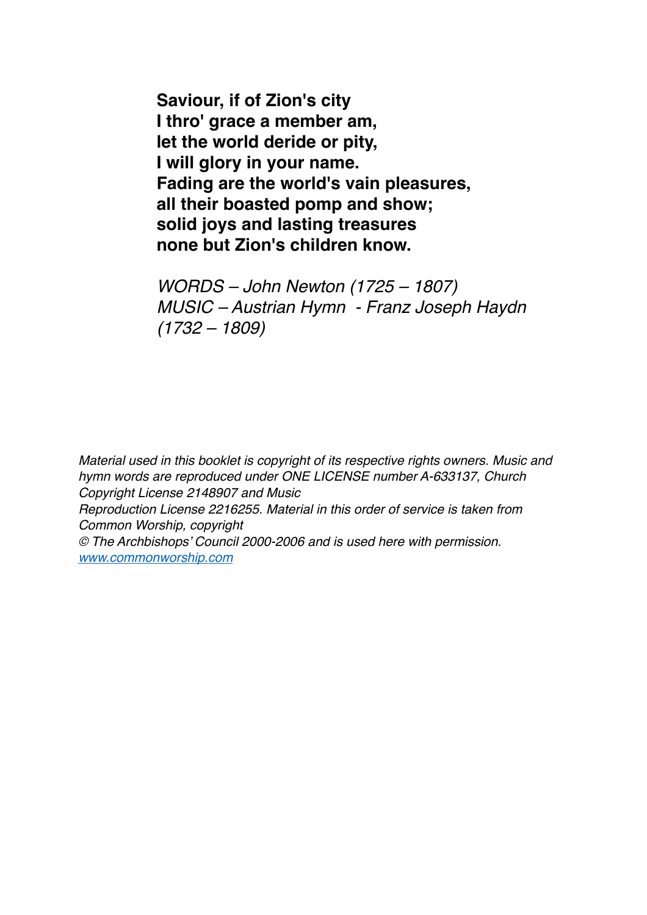**Saviour, if of Zion's city**
**I thro' grace a member am,**
**let the world deride or pity,**
**I will glory in your name.**
**Fading are the world's vain pleasures,**
**all their boasted pomp and show;**
**solid joys and lasting treasures**
**none but Zion's children know.**

*WORDS – John Newton (1725 – 1807)*
*MUSIC – Austrian Hymn - Franz Joseph Haydn (1732 – 1809)*

*Material used in this booklet is copyright of its respective rights owners. Music and hymn words are reproduced under ONE LICENSE number A-633137, Church Copyright License 2148907 and Music Reproduction License 2216255. Material in this order of service is taken from Common Worship, copyright © The Archbishops' Council 2000-2006 and is used here with permission.* *[www.commonworship.com](http://www.commonworship.com)*